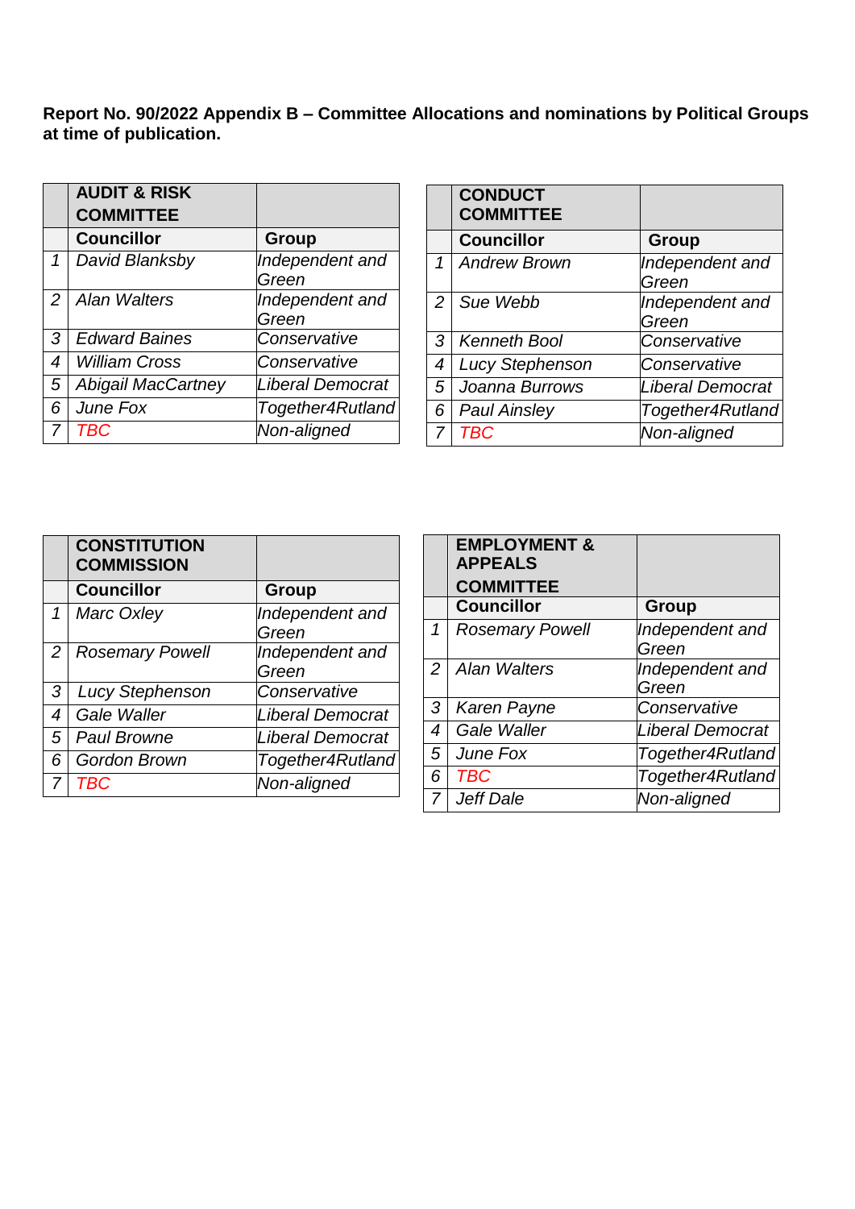**Report No. 90/2022 Appendix B – Committee Allocations and nominations by Political Groups at time of publication.**

| | **AUDIT & RISK COMMITTEE** | |
|---|---|---|
| | **Councillor** | **Group** |
| *1* | *David Blanksby* | *Independent and Green* |
| *2* | *Alan Walters* | *Independent and Green* |
| *3* | *Edward Baines* | *Conservative* |
| *4* | *William Cross* | *Conservative* |
| *5* | *Abigail MacCartney* | *Liberal Democrat* |
| *6* | *June Fox* | *Together4Rutland* |
| *7* | *TBC* | *Non-aligned* |

| | **CONDUCT COMMITTEE** | |
|---|---|---|
| | **Councillor** | **Group** |
| *1* | *Andrew Brown* | *Independent and Green* |
| *2* | *Sue Webb* | *Independent and Green* |
| *3* | *Kenneth Bool* | *Conservative* |
| *4* | *Lucy Stephenson* | *Conservative* |
| *5* | *Joanna Burrows* | *Liberal Democrat* |
| *6* | *Paul Ainsley* | *Together4Rutland* |
| *7* | *TBC* | *Non-aligned* |

| | **CONSTITUTION COMMISSION** | |
|---|---|---|
| | **Councillor** | **Group** |
| *1* | *Marc Oxley* | *Independent and Green* |
| *2* | *Rosemary Powell* | *Independent and Green* |
| *3* | *Lucy Stephenson* | *Conservative* |
| *4* | *Gale Waller* | *Liberal Democrat* |
| *5* | *Paul Browne* | *Liberal Democrat* |
| *6* | *Gordon Brown* | *Together4Rutland* |
| *7* | *TBC* | *Non-aligned* |

| | **EMPLOYMENT & APPEALS COMMITTEE** | |
|---|---|---|
| | **Councillor** | **Group** |
| *1* | *Rosemary Powell* | *Independent and Green* |
| *2* | *Alan Walters* | *Independent and Green* |
| *3* | *Karen Payne* | *Conservative* |
| *4* | *Gale Waller* | *Liberal Democrat* |
| *5* | *June Fox* | *Together4Rutland* |
| *6* | *TBC* | *Together4Rutland* |
| *7* | *Jeff Dale* | *Non-aligned* |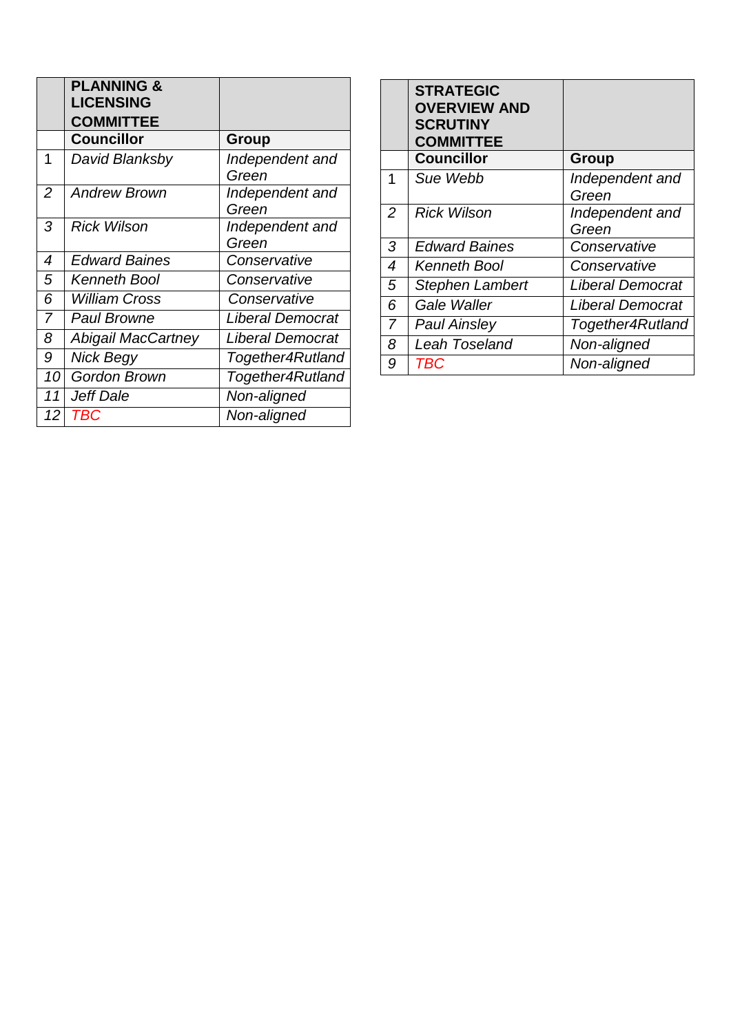| | PLANNING & LICENSING COMMITTEE | |
|---|---|---|
| | **Councillor** | **Group** |
| 1 | *David Blanksby* | *Independent and Green* |
| *2* | *Andrew Brown* | *Independent and Green* |
| *3* | *Rick Wilson* | *Independent and Green* |
| *4* | *Edward Baines* | *Conservative* |
| *5* | *Kenneth Bool* | *Conservative* |
| *6* | *William Cross* | *Conservative* |
| *7* | *Paul Browne* | *Liberal Democrat* |
| *8* | *Abigail MacCartney* | *Liberal Democrat* |
| *9* | *Nick Begy* | *Together4Rutland* |
| *10* | *Gordon Brown* | *Together4Rutland* |
| *11* | *Jeff Dale* | *Non-aligned* |
| *12* | *TBC* | *Non-aligned* |

| | STRATEGIC OVERVIEW AND SCRUTINY COMMITTEE | |
|---|---|---|
| | **Councillor** | **Group** |
| 1 | *Sue Webb* | *Independent and Green* |
| *2* | *Rick Wilson* | *Independent and Green* |
| *3* | *Edward Baines* | *Conservative* |
| *4* | *Kenneth Bool* | *Conservative* |
| *5* | *Stephen Lambert* | *Liberal Democrat* |
| *6* | *Gale Waller* | *Liberal Democrat* |
| *7* | *Paul Ainsley* | *Together4Rutland* |
| *8* | *Leah Toseland* | *Non-aligned* |
| *9* | *TBC* | *Non-aligned* |